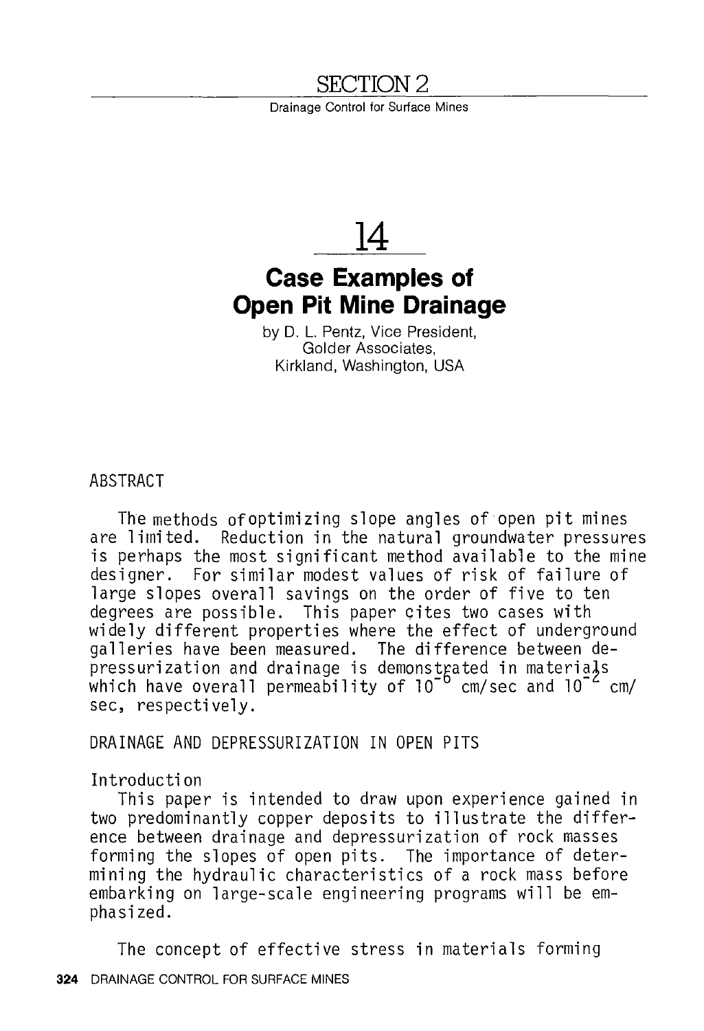# SECTION 2

Drainage Control for Surface Mines

# 14

## Case Examples of Open Pit Mine Drainage

by D. L. Pentz, Vice President, Golder Associates, Kirkland, Washington, USA

### ABSTRACT

The methods of optimizing slope angles of open pit mines are limited. Reduction in the natural groundwater pressures is perhaps the most significant method available to the mine designer. For similar modest values of risk of failure of large slopes overall savings on the order of five to ten degrees are possible. This paper cites two cases with widely different properties where the effect of underground galleries have been measured. The difference between depressurization and drainage is demonstrated in materials which have overall permeability of $10^{-6}$ cm/sec and $10^{-2}$ cm/sec, respectively.

### DRAINAGE AND DEPRESSURIZATION IN OPEN PITS

#### Introduction

This paper is intended to draw upon experience gained in two predominantly copper deposits to illustrate the difference between drainage and depressurization of rock masses forming the slopes of open pits. The importance of determining the hydraulic characteristics of a rock mass before embarking on large-scale engineering programs will be emphasized.

The concept of effective stress in materials forming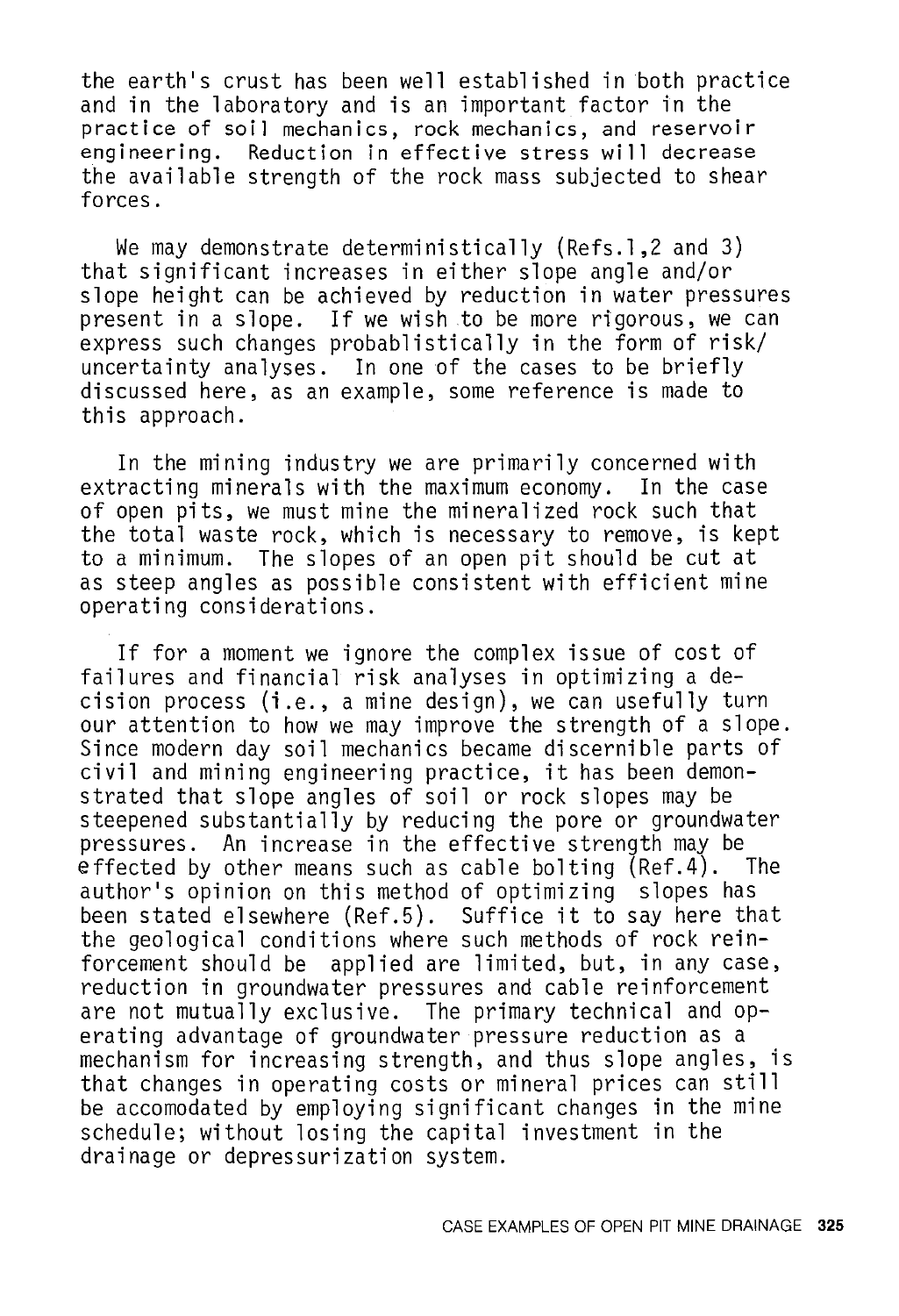the earth's crust has been well established in both practice and in the laboratory and is an important factor in the practice of soil mechanics, rock mechanics, and reservoir engineering. Reduction in effective stress will decrease the available strength of the rock mass subjected to shear forces.

We may demonstrate deterministically (Refs.1,2 and 3) that significant increases in either slope angle and/or slope height can be achieved by reduction in water pressures present in a slope. If we wish to be more rigorous, we can express such changes probablistically in the form of risk/uncertainty analyses. In one of the cases to be briefly discussed here, as an example, some reference is made to this approach.

In the mining industry we are primarily concerned with extracting minerals with the maximum economy. In the case of open pits, we must mine the mineralized rock such that the total waste rock, which is necessary to remove, is kept to a minimum. The slopes of an open pit should be cut at as steep angles as possible consistent with efficient mine operating considerations.

If for a moment we ignore the complex issue of cost of failures and financial risk analyses in optimizing a decision process (i.e., a mine design), we can usefully turn our attention to how we may improve the strength of a slope. Since modern day soil mechanics became discernible parts of civil and mining engineering practice, it has been demonstrated that slope angles of soil or rock slopes may be steepened substantially by reducing the pore or groundwater pressures. An increase in the effective strength may be effected by other means such as cable bolting (Ref.4). The author's opinion on this method of optimizing slopes has been stated elsewhere (Ref.5). Suffice it to say here that the geological conditions where such methods of rock reinforcement should be applied are limited, but, in any case, reduction in groundwater pressures and cable reinforcement are not mutually exclusive. The primary technical and operating advantage of groundwater pressure reduction as a mechanism for increasing strength, and thus slope angles, is that changes in operating costs or mineral prices can still be accomodated by employing significant changes in the mine schedule; without losing the capital investment in the drainage or depressurization system.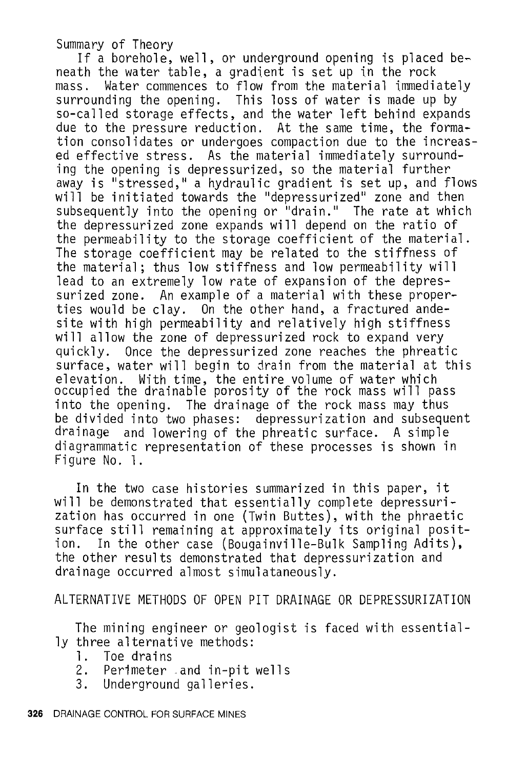Summary of Theory

If a borehole, well, or underground opening is placed beneath the water table, a gradient is set up in the rock mass. Water commences to flow from the material immediately surrounding the opening. This loss of water is made up by so-called storage effects, and the water left behind expands due to the pressure reduction. At the same time, the formation consolidates or undergoes compaction due to the increased effective stress. As the material immediately surrounding the opening is depressurized, so the material further away is "stressed," a hydraulic gradient is set up, and flows will be initiated towards the "depressurized" zone and then subsequently into the opening or "drain." The rate at which the depressurized zone expands will depend on the ratio of the permeability to the storage coefficient of the material. The storage coefficient may be related to the stiffness of the material; thus low stiffness and low permeability will lead to an extremely low rate of expansion of the depressurized zone. An example of a material with these properties would be clay. On the other hand, a fractured andesite with high permeability and relatively high stiffness will allow the zone of depressurized rock to expand very quickly. Once the depressurized zone reaches the phreatic surface, water will begin to drain from the material at this elevation. With time, the entire volume of water which occupied the drainable porosity of the rock mass will pass into the opening. The drainage of the rock mass may thus be divided into two phases: depressurization and subsequent drainage and lowering of the phreatic surface. A simple diagrammatic representation of these processes is shown in Figure No. 1.

In the two case histories summarized in this paper, it will be demonstrated that essentially complete depressurization has occurred in one (Twin Buttes), with the phraetic surface still remaining at approximately its original position. In the other case (Bougainville-Bulk Sampling Adits), the other results demonstrated that depressurization and drainage occurred almost simulataneously.

## ALTERNATIVE METHODS OF OPEN PIT DRAINAGE OR DEPRESSURIZATION

The mining engineer or geologist is faced with essentially three alternative methods:

1. Toe drains
2. Perimeter and in-pit wells
3. Underground galleries.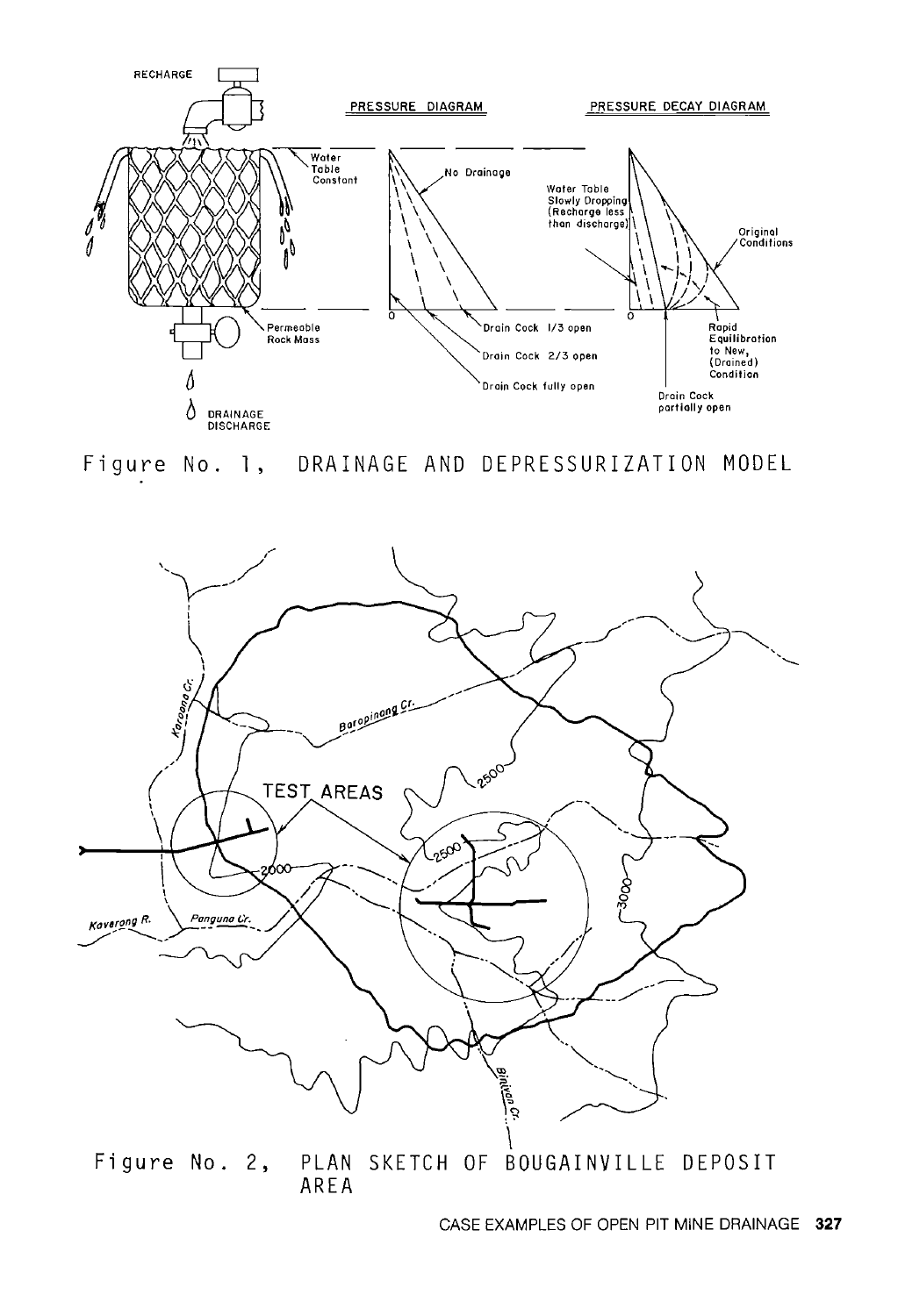Figure No. 1, DRAINAGE AND DEPRESSURIZATION MODEL

Figure No. 2, PLAN SKETCH OF BOUGAINVILLE DEPOSIT AREA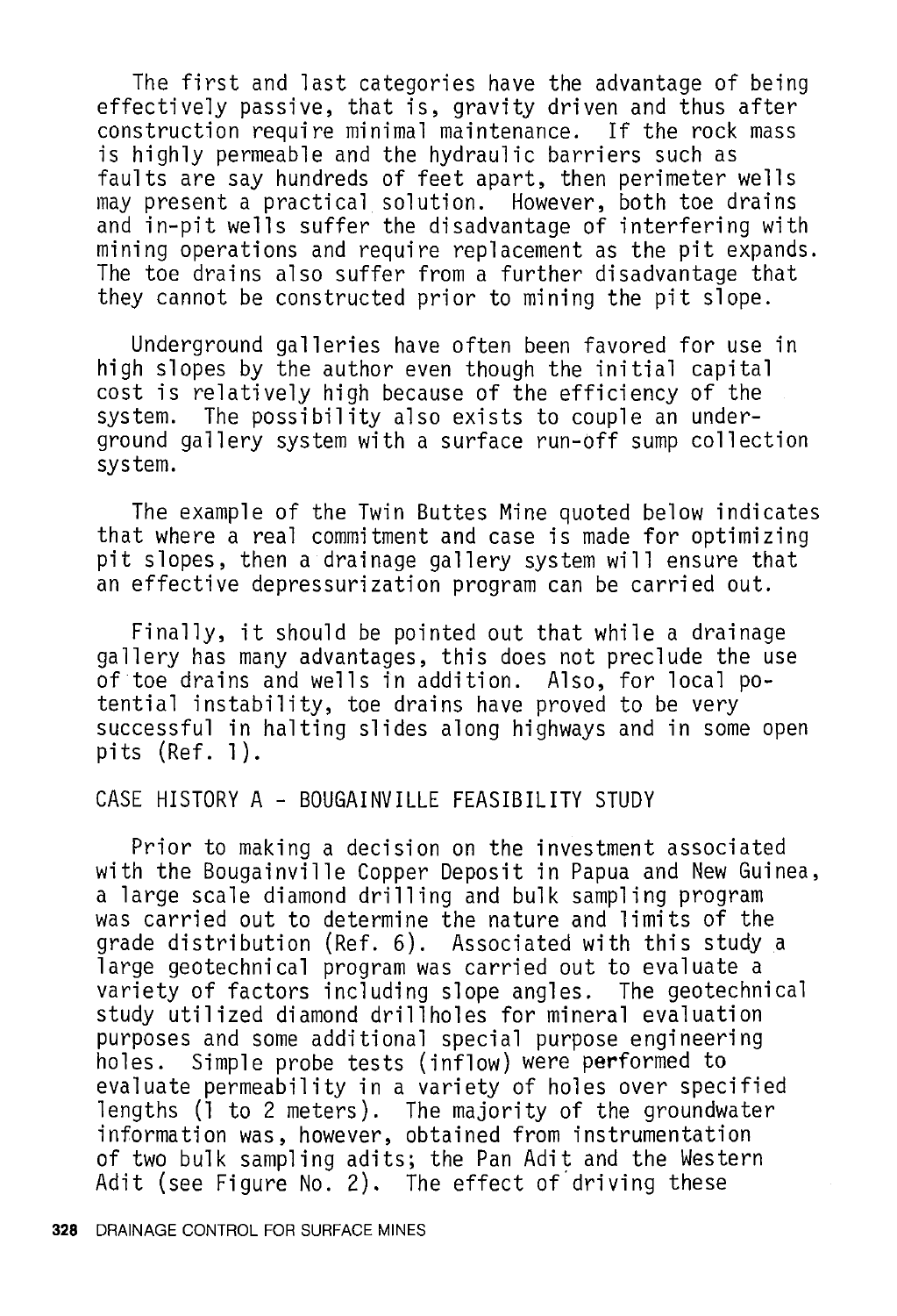The first and last categories have the advantage of being effectively passive, that is, gravity driven and thus after construction require minimal maintenance. If the rock mass is highly permeable and the hydraulic barriers such as faults are say hundreds of feet apart, then perimeter wells may present a practical solution. However, both toe drains and in-pit wells suffer the disadvantage of interfering with mining operations and require replacement as the pit expands. The toe drains also suffer from a further disadvantage that they cannot be constructed prior to mining the pit slope.

Underground galleries have often been favored for use in high slopes by the author even though the initial capital cost is relatively high because of the efficiency of the system. The possibility also exists to couple an underground gallery system with a surface run-off sump collection system.

The example of the Twin Buttes Mine quoted below indicates that where a real commitment and case is made for optimizing pit slopes, then a drainage gallery system will ensure that an effective depressurization program can be carried out.

Finally, it should be pointed out that while a drainage gallery has many advantages, this does not preclude the use of toe drains and wells in addition. Also, for local potential instability, toe drains have proved to be very successful in halting slides along highways and in some open pits (Ref. 1).

## CASE HISTORY A - BOUGAINVILLE FEASIBILITY STUDY

Prior to making a decision on the investment associated with the Bougainville Copper Deposit in Papua and New Guinea, a large scale diamond drilling and bulk sampling program was carried out to determine the nature and limits of the grade distribution (Ref. 6). Associated with this study a large geotechnical program was carried out to evaluate a variety of factors including slope angles. The geotechnical study utilized diamond drillholes for mineral evaluation purposes and some additional special purpose engineering holes. Simple probe tests (inflow) were performed to evaluate permeability in a variety of holes over specified lengths (1 to 2 meters). The majority of the groundwater information was, however, obtained from instrumentation of two bulk sampling adits; the Pan Adit and the Western Adit (see Figure No. 2). The effect of driving these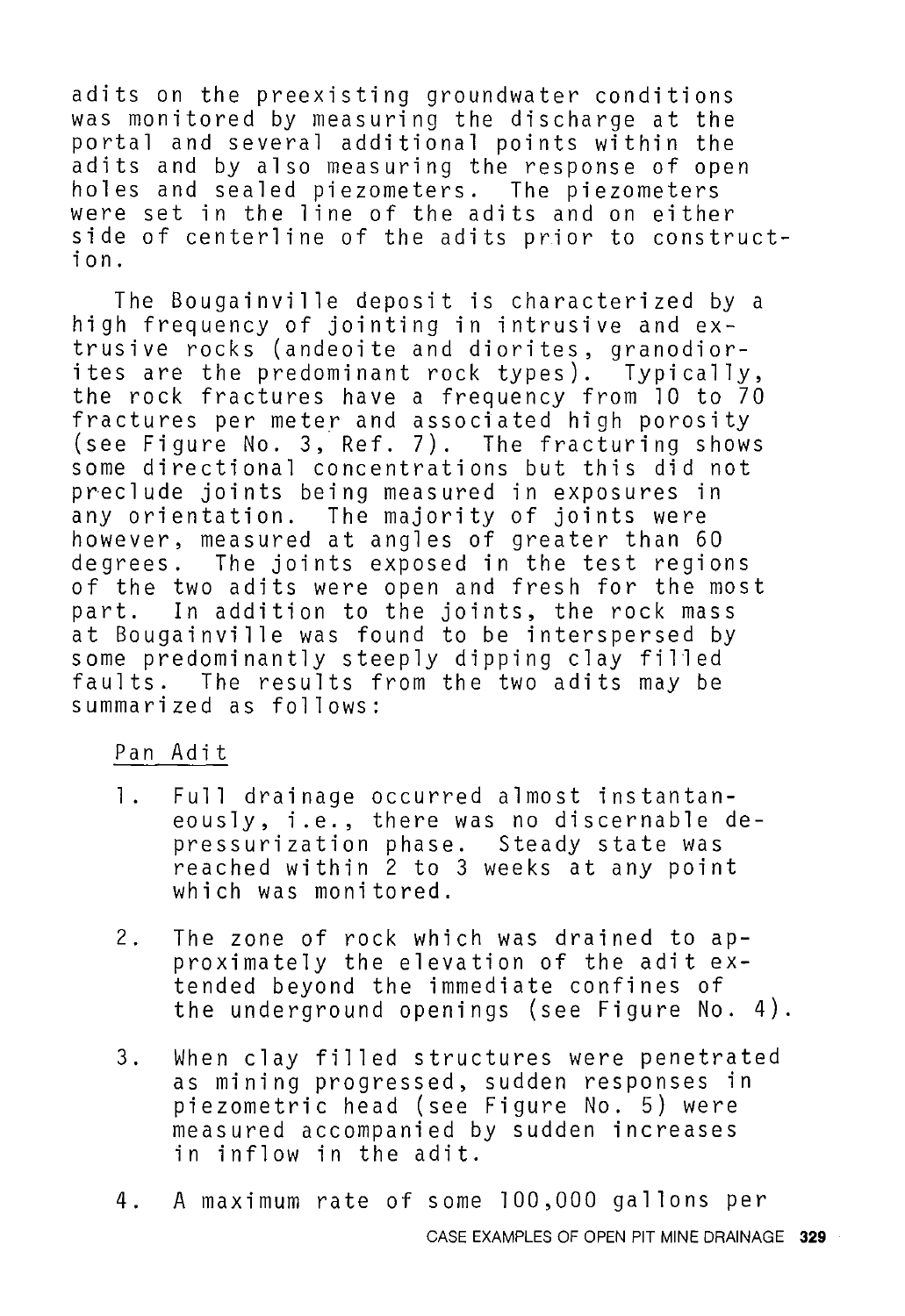adits on the preexisting groundwater conditions was monitored by measuring the discharge at the portal and several additional points within the adits and by also measuring the response of open holes and sealed piezometers. The piezometers were set in the line of the adits and on either side of centerline of the adits prior to construction.

The Bougainville deposit is characterized by a high frequency of jointing in intrusive and extrusive rocks (andeoite and diorites, granodiorites are the predominant rock types). Typically, the rock fractures have a frequency from 10 to 70 fractures per meter and associated high porosity (see Figure No. 3, Ref. 7). The fracturing shows some directional concentrations but this did not preclude joints being measured in exposures in any orientation. The majority of joints were however, measured at angles of greater than 60 degrees. The joints exposed in the test regions of the two adits were open and fresh for the most part. In addition to the joints, the rock mass at Bougainville was found to be interspersed by some predominantly steeply dipping clay filled faults. The results from the two adits may be summarized as follows:

<u>Pan Adit</u>

1. Full drainage occurred almost instantaneously, i.e., there was no discernable depressurization phase. Steady state was reached within 2 to 3 weeks at any point which was monitored.

2. The zone of rock which was drained to approximately the elevation of the adit extended beyond the immediate confines of the underground openings (see Figure No. 4).

3. When clay filled structures were penetrated as mining progressed, sudden responses in piezometric head (see Figure No. 5) were measured accompanied by sudden increases in inflow in the adit.

4. A maximum rate of some 100,000 gallons per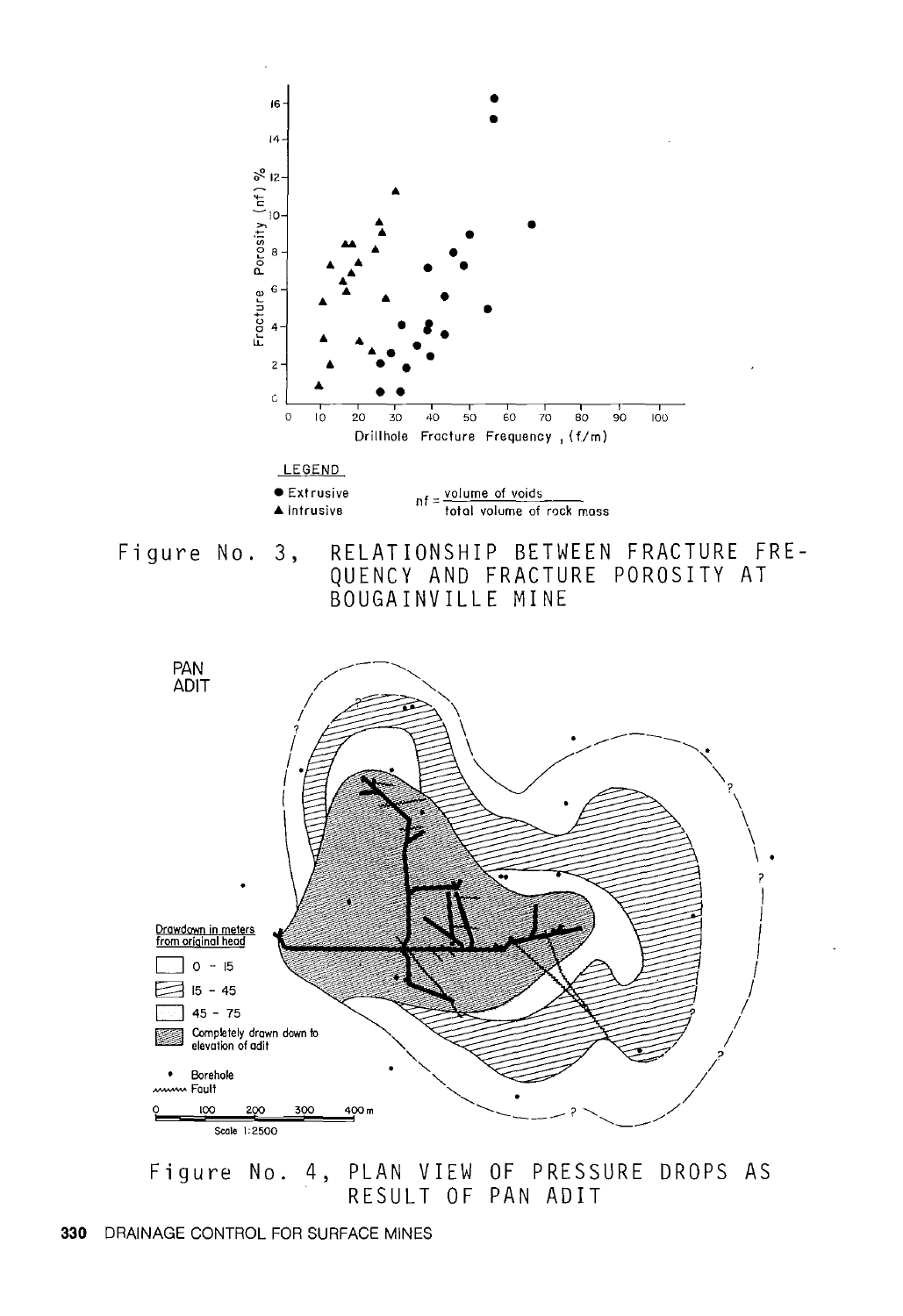Figure No. 3, RELATIONSHIP BETWEEN FRACTURE FREQUENCY AND FRACTURE POROSITY AT BOUGAINVILLE MINE

Figure No. 4, PLAN VIEW OF PRESSURE DROPS AS RESULT OF PAN ADIT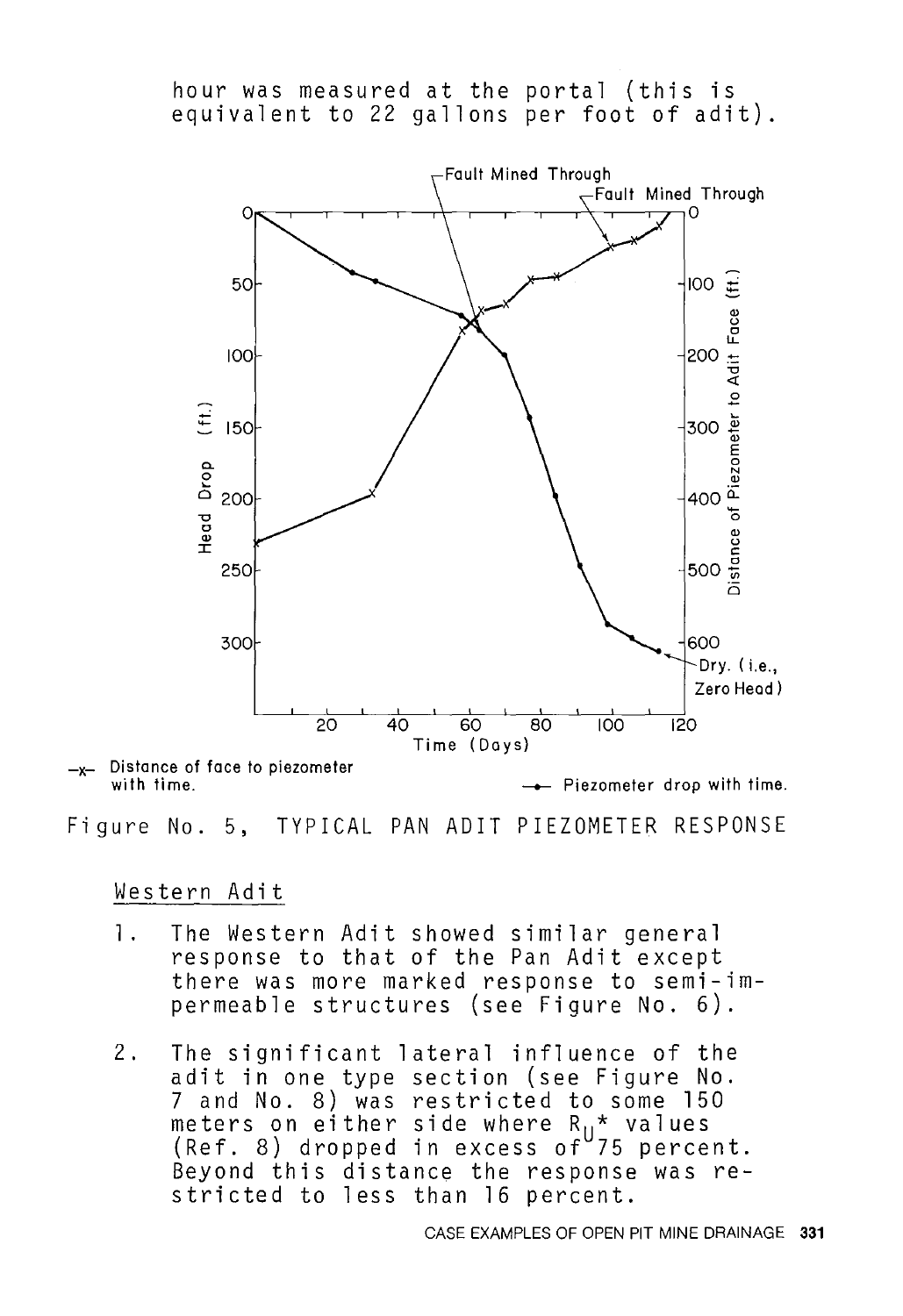hour was measured at the portal (this is equivalent to 22 gallons per foot of adit).

Figure No. 5, TYPICAL PAN ADIT PIEZOMETER RESPONSE

Western Adit

1. The Western Adit showed similar general response to that of the Pan Adit except there was more marked response to semi-impermeable structures (see Figure No. 6).

2. The significant lateral influence of the adit in one type section (see Figure No. 7 and No. 8) was restricted to some 150 meters on either side where $R_U$* values (Ref. 8) dropped in excess of 75 percent. Beyond this distance the response was restricted to less than 16 percent.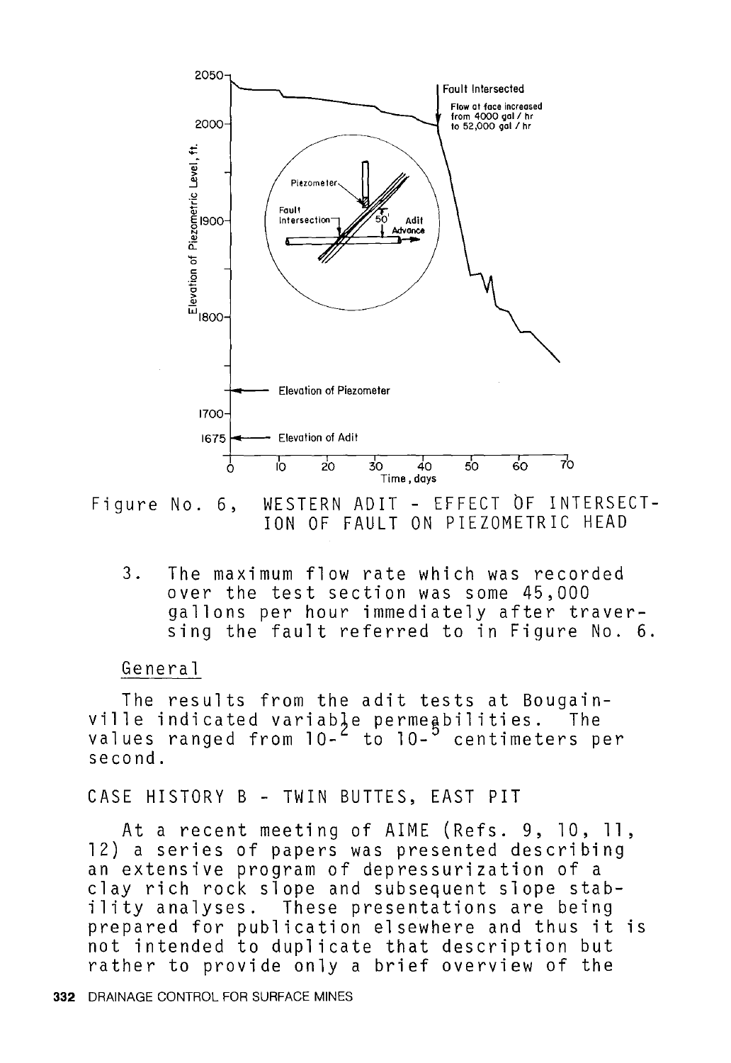Figure No. 6, WESTERN ADIT - EFFECT OF INTERSECTION OF FAULT ON PIEZOMETRIC HEAD

3. The maximum flow rate which was recorded over the test section was some 45,000 gallons per hour immediately after traversing the fault referred to in Figure No. 6.

## General

The results from the adit tests at Bougainville indicated variable permeabilities. The values ranged from $10^{-2}$ to $10^{-5}$ centimeters per second.

## CASE HISTORY B - TWIN BUTTES, EAST PIT

At a recent meeting of AIME (Refs. 9, 10, 11, 12) a series of papers was presented describing an extensive program of depressurization of a clay rich rock slope and subsequent slope stability analyses. These presentations are being prepared for publication elsewhere and thus it is not intended to duplicate that description but rather to provide only a brief overview of the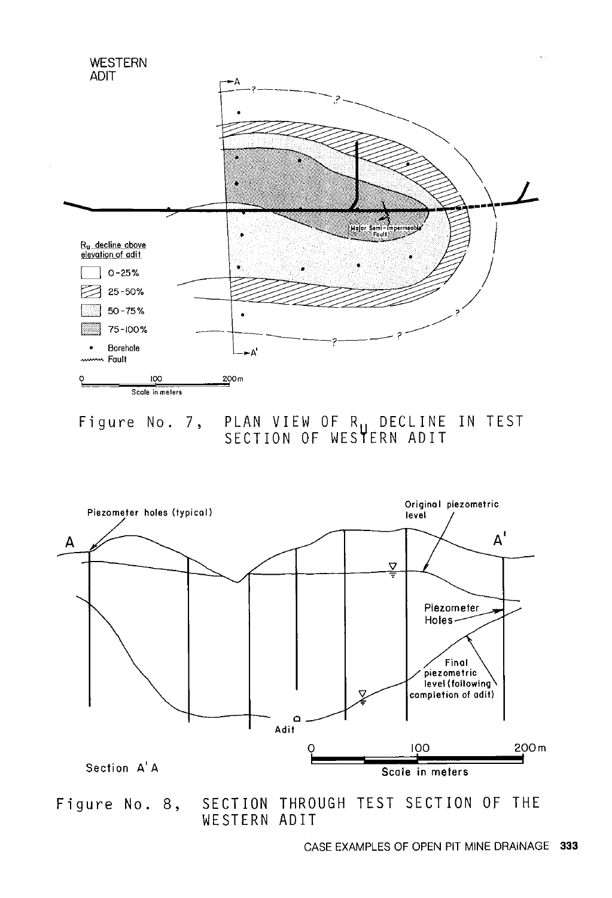Figure No. 7, PLAN VIEW OF $R_u$ DECLINE IN TEST SECTION OF WESTERN ADIT

Figure No. 8, SECTION THROUGH TEST SECTION OF THE WESTERN ADIT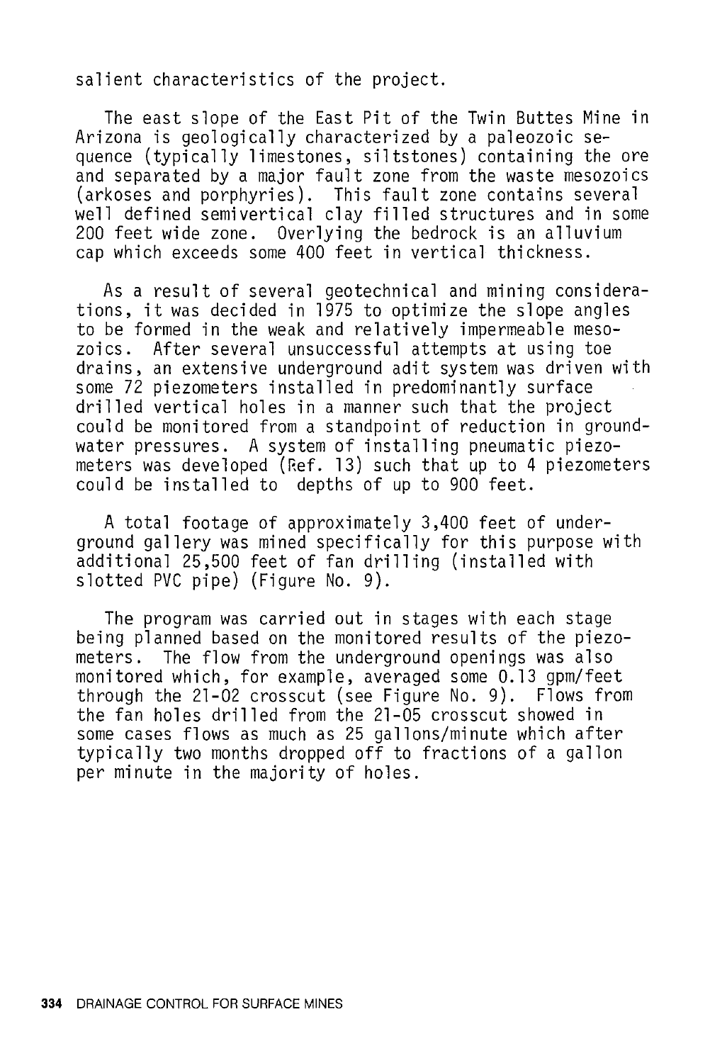salient characteristics of the project.

The east slope of the East Pit of the Twin Buttes Mine in Arizona is geologically characterized by a paleozoic sequence (typically limestones, siltstones) containing the ore and separated by a major fault zone from the waste mesozoics (arkoses and porphyries). This fault zone contains several well defined semivertical clay filled structures and in some 200 feet wide zone. Overlying the bedrock is an alluvium cap which exceeds some 400 feet in vertical thickness.

As a result of several geotechnical and mining considerations, it was decided in 1975 to optimize the slope angles to be formed in the weak and relatively impermeable mesozoics. After several unsuccessful attempts at using toe drains, an extensive underground adit system was driven with some 72 piezometers installed in predominantly surface drilled vertical holes in a manner such that the project could be monitored from a standpoint of reduction in groundwater pressures. A system of installing pneumatic piezometers was developed (Ref. 13) such that up to 4 piezometers could be installed to depths of up to 900 feet.

A total footage of approximately 3,400 feet of underground gallery was mined specifically for this purpose with additional 25,500 feet of fan drilling (installed with slotted PVC pipe) (Figure No. 9).

The program was carried out in stages with each stage being planned based on the monitored results of the piezometers. The flow from the underground openings was also monitored which, for example, averaged some 0.13 gpm/feet through the 21-02 crosscut (see Figure No. 9). Flows from the fan holes drilled from the 21-05 crosscut showed in some cases flows as much as 25 gallons/minute which after typically two months dropped off to fractions of a gallon per minute in the majority of holes.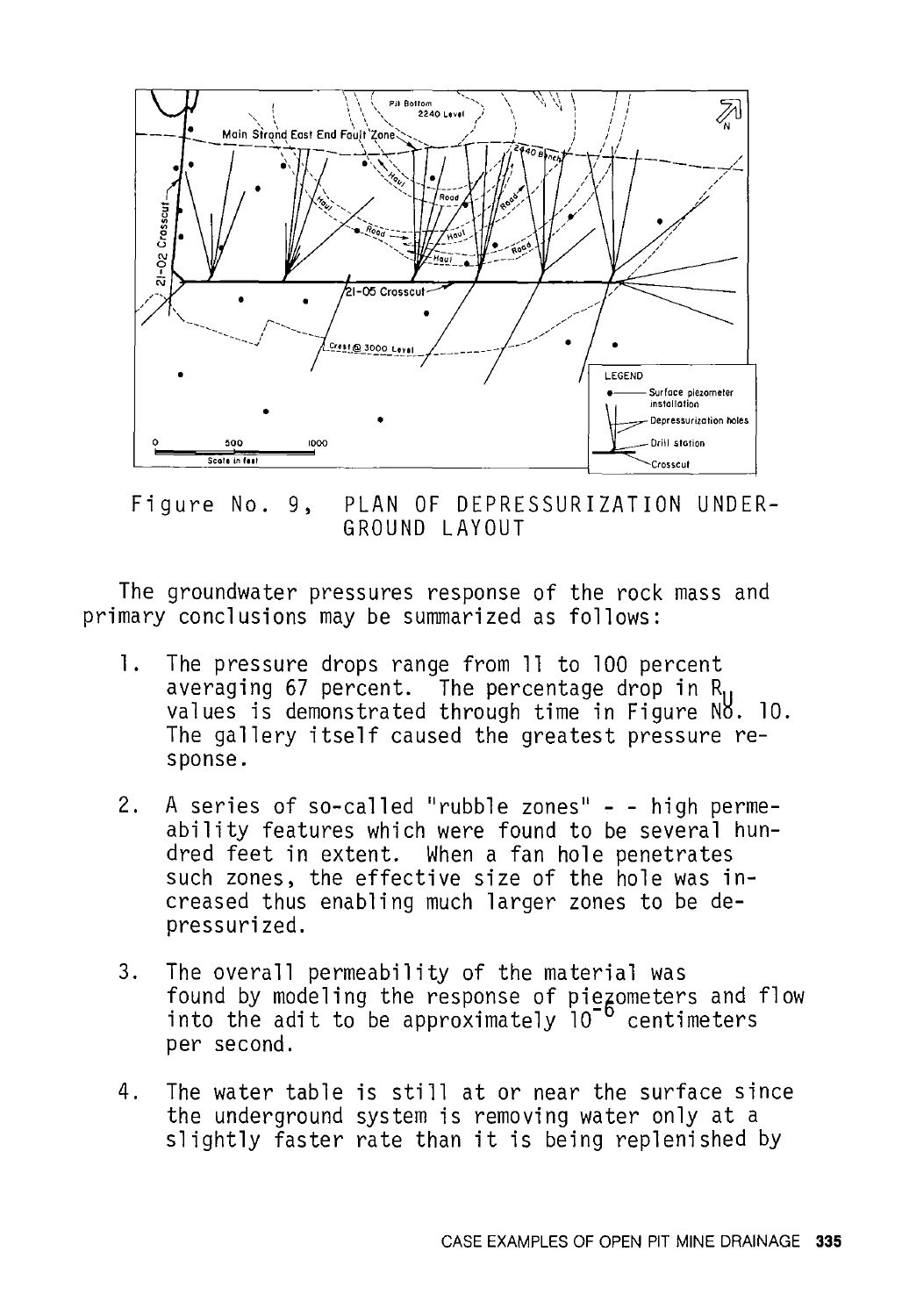Figure No. 9, PLAN OF DEPRESSURIZATION UNDERGROUND LAYOUT

The groundwater pressures response of the rock mass and primary conclusions may be summarized as follows:

1. The pressure drops range from 11 to 100 percent averaging 67 percent. The percentage drop in $R_u$ values is demonstrated through time in Figure No. 10. The gallery itself caused the greatest pressure response.

2. A series of so-called "rubble zones" - - high permeability features which were found to be several hundred feet in extent. When a fan hole penetrates such zones, the effective size of the hole was increased thus enabling much larger zones to be depressurized.

3. The overall permeability of the material was found by modeling the response of piezometers and flow into the adit to be approximately $10^{-6}$ centimeters per second.

4. The water table is still at or near the surface since the underground system is removing water only at a slightly faster rate than it is being replenished by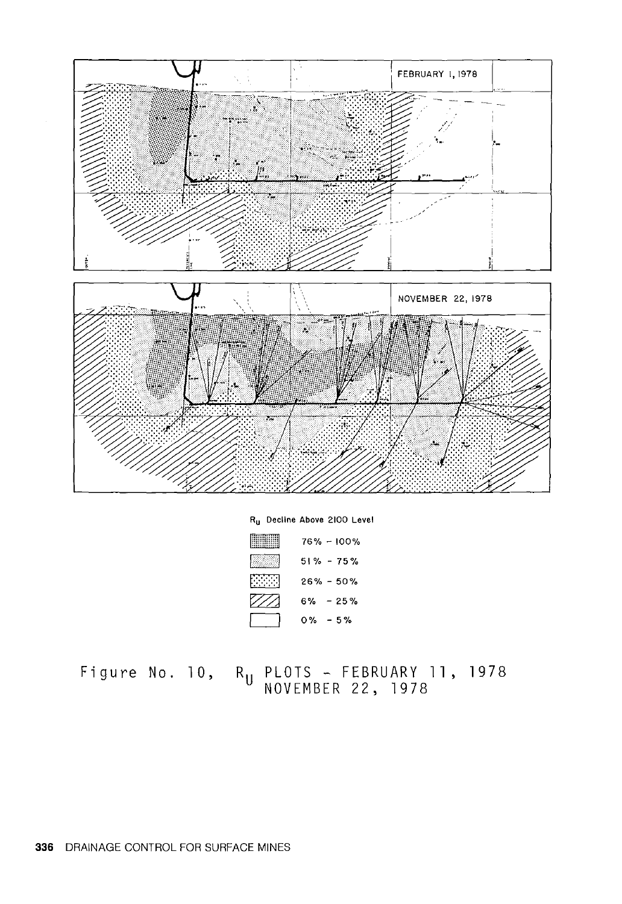FEBRUARY 1, 1978

NOVEMBER 22, 1978

$R_u$ Decline Above 2100 Level

- 76% – 100%
- 51% – 75%
- 26% – 50%
- 6% – 25%
- 0% – 5%

Figure No. 10, $R_U$ PLOTS – FEBRUARY 11, 1978 NOVEMBER 22, 1978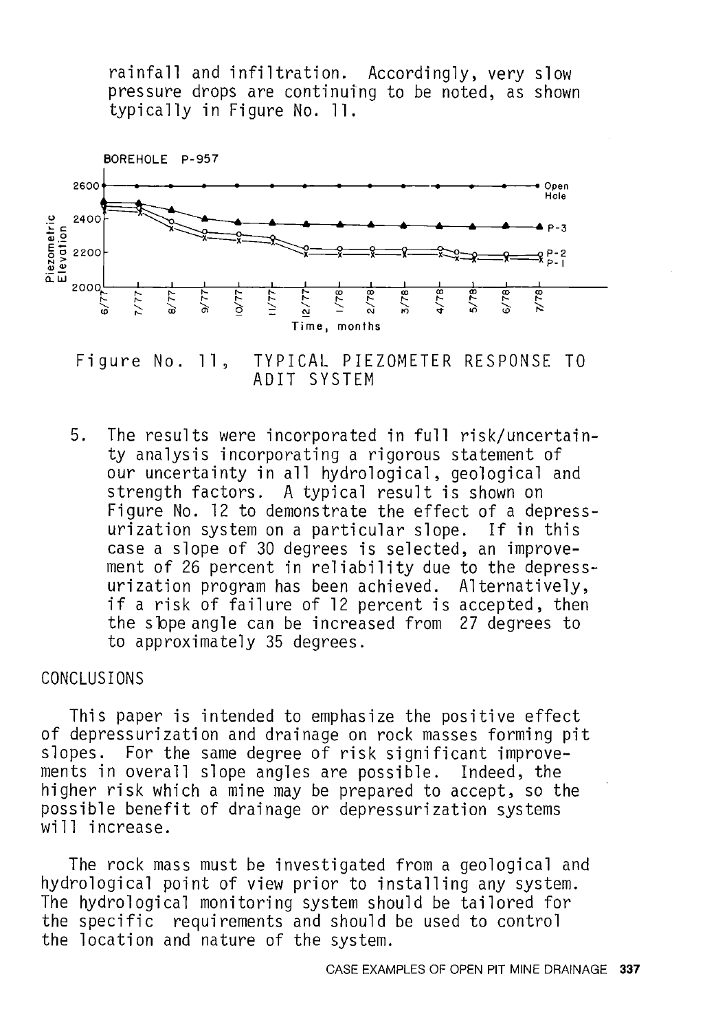rainfall and infiltration. Accordingly, very slow pressure drops are continuing to be noted, as shown typically in Figure No. 11.

Figure No. 11, TYPICAL PIEZOMETER RESPONSE TO ADIT SYSTEM

5. The results were incorporated in full risk/uncertainty analysis incorporating a rigorous statement of our uncertainty in all hydrological, geological and strength factors. A typical result is shown on Figure No. 12 to demonstrate the effect of a depressurization system on a particular slope. If in this case a slope of 30 degrees is selected, an improvement of 26 percent in reliability due to the depressurization program has been achieved. Alternatively, if a risk of failure of 12 percent is accepted, then the slope angle can be increased from 27 degrees to to approximately 35 degrees.

## CONCLUSIONS

This paper is intended to emphasize the positive effect of depressurization and drainage on rock masses forming pit slopes. For the same degree of risk significant improvements in overall slope angles are possible. Indeed, the higher risk which a mine may be prepared to accept, so the possible benefit of drainage or depressurization systems will increase.

The rock mass must be investigated from a geological and hydrological point of view prior to installing any system. The hydrological monitoring system should be tailored for the specific requirements and should be used to control the location and nature of the system.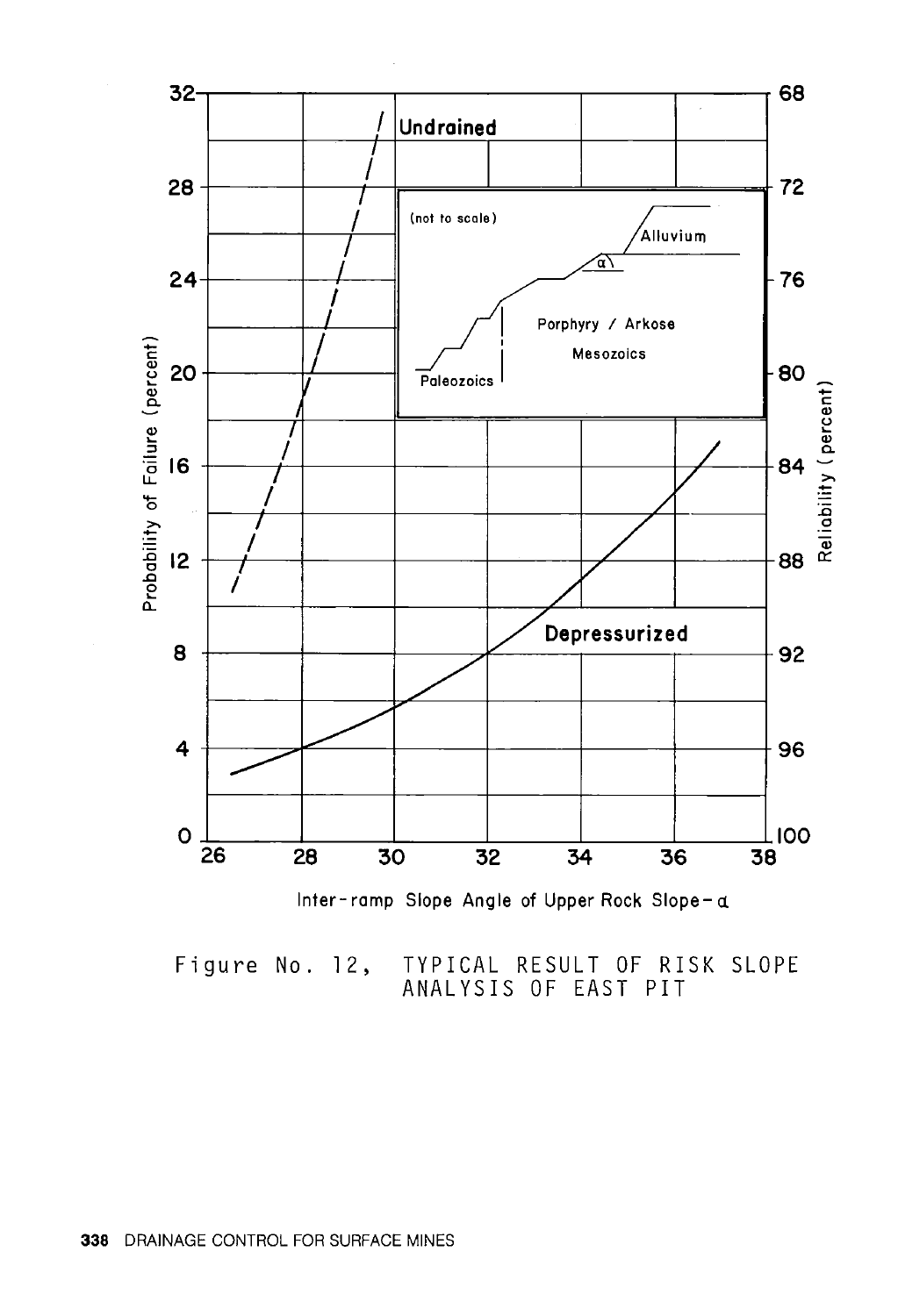Figure No. 12, TYPICAL RESULT OF RISK SLOPE ANALYSIS OF EAST PIT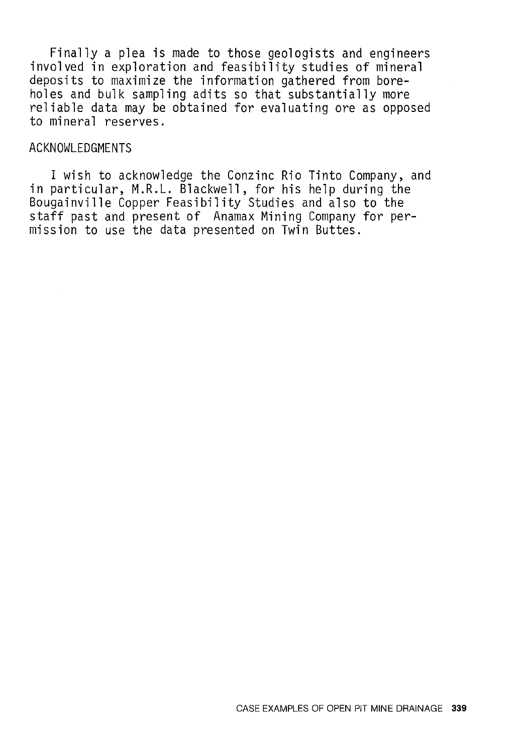Finally a plea is made to those geologists and engineers involved in exploration and feasibility studies of mineral deposits to maximize the information gathered from boreholes and bulk sampling adits so that substantially more reliable data may be obtained for evaluating ore as opposed to mineral reserves.

## ACKNOWLEDGMENTS

I wish to acknowledge the Conzinc Rio Tinto Company, and in particular, M.R.L. Blackwell, for his help during the Bougainville Copper Feasibility Studies and also to the staff past and present of Anamax Mining Company for permission to use the data presented on Twin Buttes.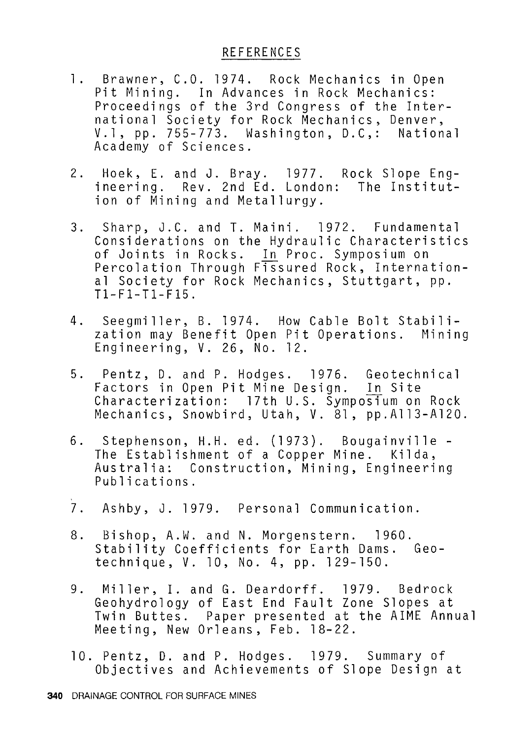## REFERENCES

1. Brawner, C.O. 1974. Rock Mechanics in Open Pit Mining. In Advances in Rock Mechanics: Proceedings of the 3rd Congress of the International Society for Rock Mechanics, Denver, V.1, pp. 755-773. Washington, D.C,: National Academy of Sciences.

2. Hoek, E. and J. Bray. 1977. Rock Slope Engineering. Rev. 2nd Ed. London: The Institution of Mining and Metallurgy.

3. Sharp, J.C. and T. Maini. 1972. Fundamental Considerations on the Hydraulic Characteristics of Joints in Rocks. In Proc. Symposium on Percolation Through Fissured Rock, International Society for Rock Mechanics, Stuttgart, pp. T1-F1-T1-F15.

4. Seegmiller, B. 1974. How Cable Bolt Stabilization may Benefit Open Pit Operations. Mining Engineering, V. 26, No. 12.

5. Pentz, D. and P. Hodges. 1976. Geotechnical Factors in Open Pit Mine Design. In Site Characterization: 17th U.S. Symposium on Rock Mechanics, Snowbird, Utah, V. 81, pp.A113-A120.

6. Stephenson, H.H. ed. (1973). Bougainville - The Establishment of a Copper Mine. Kilda, Australia: Construction, Mining, Engineering Publications.

7. Ashby, J. 1979. Personal Communication.

8. Bishop, A.W. and N. Morgenstern. 1960. Stability Coefficients for Earth Dams. Geotechnique, V. 10, No. 4, pp. 129-150.

9. Miller, I. and G. Deardorff. 1979. Bedrock Geohydrology of East End Fault Zone Slopes at Twin Buttes. Paper presented at the AIME Annual Meeting, New Orleans, Feb. 18-22.

10. Pentz, D. and P. Hodges. 1979. Summary of Objectives and Achievements of Slope Design at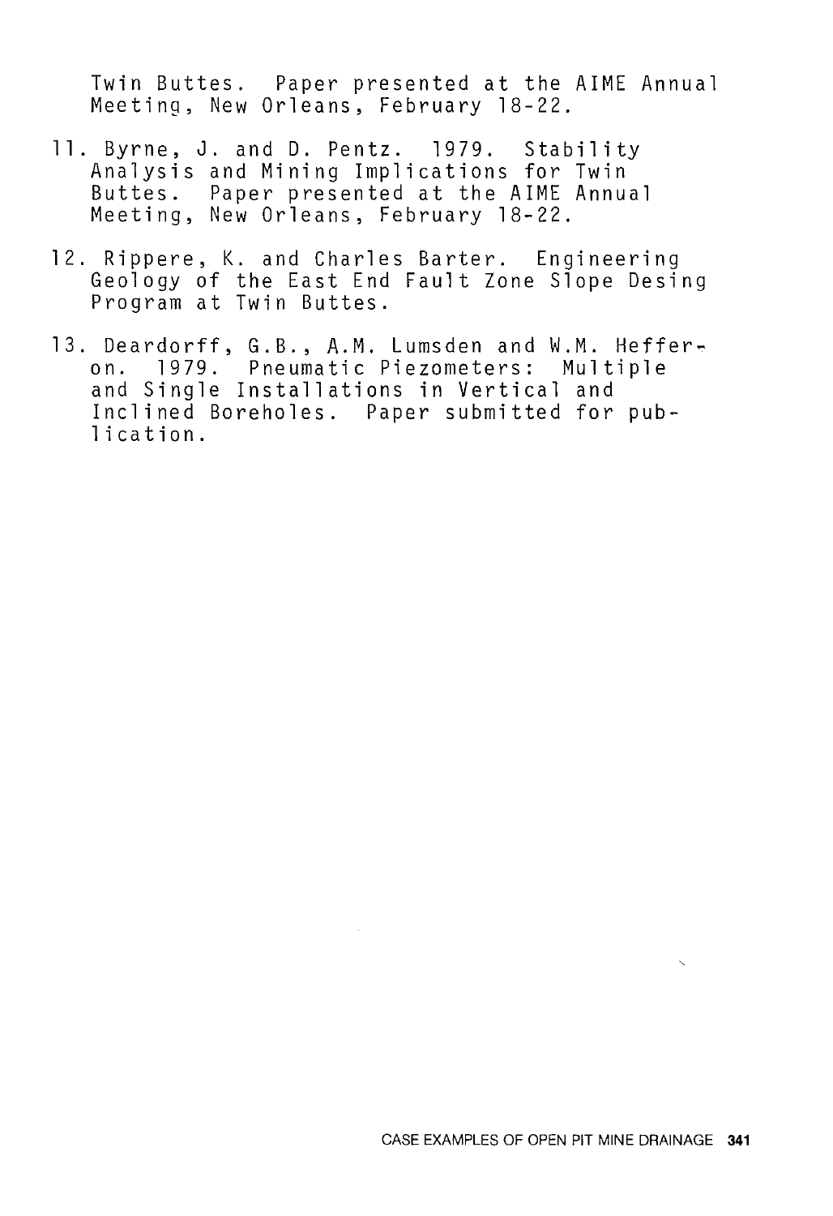Twin Buttes. Paper presented at the AIME Annual Meeting, New Orleans, February 18-22.

11. Byrne, J. and D. Pentz. 1979. Stability Analysis and Mining Implications for Twin Buttes. Paper presented at the AIME Annual Meeting, New Orleans, February 18-22.

12. Rippere, K. and Charles Barter. Engineering Geology of the East End Fault Zone Slope Desing Program at Twin Buttes.

13. Deardorff, G.B., A.M. Lumsden and W.M. Hefferon. 1979. Pneumatic Piezometers: Multiple and Single Installations in Vertical and Inclined Boreholes. Paper submitted for publication.